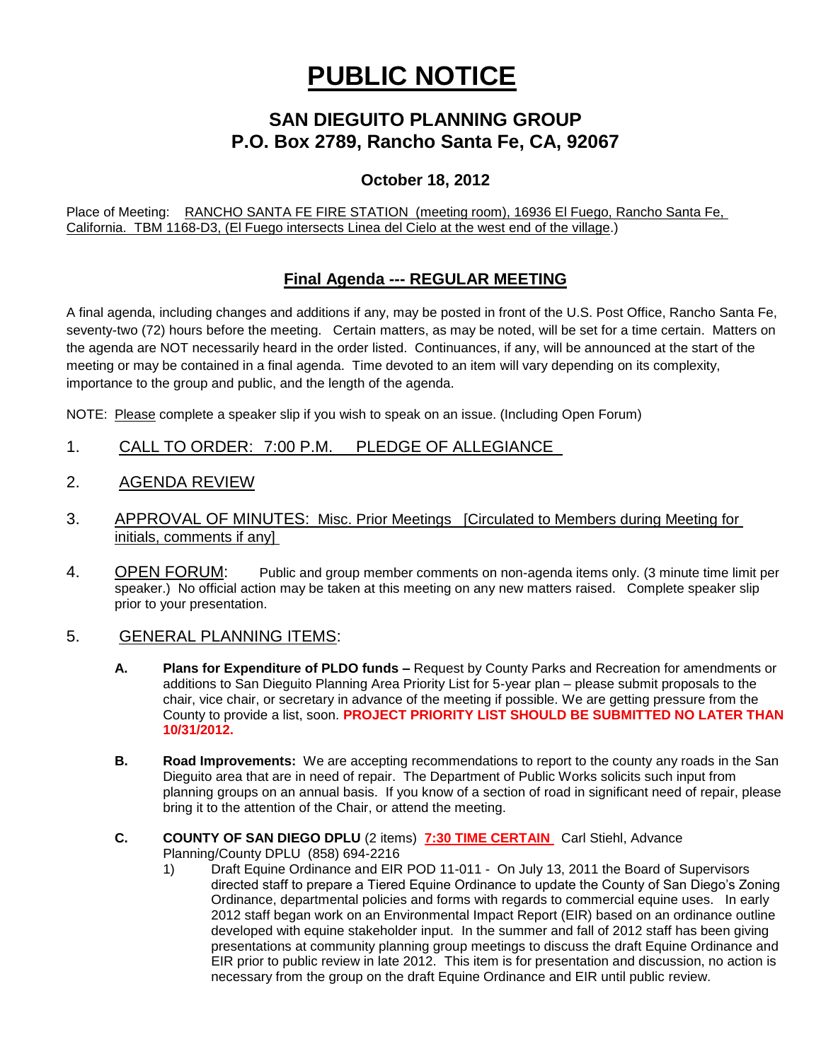# PUBLIC NOTICE

## SAN DIEGUITO PLANNING GROUP
## P.O. Box 2789, Rancho Santa Fe, CA, 92067

### October 18, 2012

Place of Meeting: RANCHO SANTA FE FIRE STATION (meeting room), 16936 El Fuego, Rancho Santa Fe, California. TBM 1168-D3, (El Fuego intersects Linea del Cielo at the west end of the village.)

## Final Agenda --- REGULAR MEETING

A final agenda, including changes and additions if any, may be posted in front of the U.S. Post Office, Rancho Santa Fe, seventy-two (72) hours before the meeting. Certain matters, as may be noted, will be set for a time certain. Matters on the agenda are NOT necessarily heard in the order listed. Continuances, if any, will be announced at the start of the meeting or may be contained in a final agenda. Time devoted to an item will vary depending on its complexity, importance to the group and public, and the length of the agenda.

NOTE: Please complete a speaker slip if you wish to speak on an issue. (Including Open Forum)

1. CALL TO ORDER: 7:00 P.M. PLEDGE OF ALLEGIANCE

2. AGENDA REVIEW

3. APPROVAL OF MINUTES: Misc. Prior Meetings [Circulated to Members during Meeting for initials, comments if any]

4. OPEN FORUM: Public and group member comments on non-agenda items only. (3 minute time limit per speaker.) No official action may be taken at this meeting on any new matters raised. Complete speaker slip prior to your presentation.

5. GENERAL PLANNING ITEMS:

   **A. Plans for Expenditure of PLDO funds –** Request by County Parks and Recreation for amendments or additions to San Dieguito Planning Area Priority List for 5-year plan – please submit proposals to the chair, vice chair, or secretary in advance of the meeting if possible. We are getting pressure from the County to provide a list, soon. **PROJECT PRIORITY LIST SHOULD BE SUBMITTED NO LATER THAN 10/31/2012.**

   **B. Road Improvements:** We are accepting recommendations to report to the county any roads in the San Dieguito area that are in need of repair. The Department of Public Works solicits such input from planning groups on an annual basis. If you know of a section of road in significant need of repair, please bring it to the attention of the Chair, or attend the meeting.

   **C. COUNTY OF SAN DIEGO DPLU** (2 items) **7:30 TIME CERTAIN** Carl Stiehl, Advance Planning/County DPLU (858) 694-2216

   1) Draft Equine Ordinance and EIR POD 11-011 - On July 13, 2011 the Board of Supervisors directed staff to prepare a Tiered Equine Ordinance to update the County of San Diego's Zoning Ordinance, departmental policies and forms with regards to commercial equine uses. In early 2012 staff began work on an Environmental Impact Report (EIR) based on an ordinance outline developed with equine stakeholder input. In the summer and fall of 2012 staff has been giving presentations at community planning group meetings to discuss the draft Equine Ordinance and EIR prior to public review in late 2012. This item is for presentation and discussion, no action is necessary from the group on the draft Equine Ordinance and EIR until public review.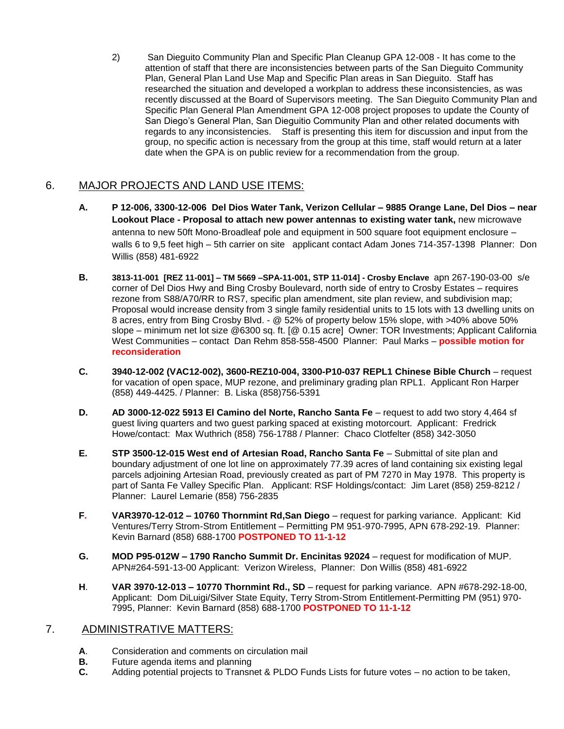2) San Dieguito Community Plan and Specific Plan Cleanup GPA 12-008 - It has come to the attention of staff that there are inconsistencies between parts of the San Dieguito Community Plan, General Plan Land Use Map and Specific Plan areas in San Dieguito. Staff has researched the situation and developed a workplan to address these inconsistencies, as was recently discussed at the Board of Supervisors meeting. The San Dieguito Community Plan and Specific Plan General Plan Amendment GPA 12-008 project proposes to update the County of San Diego's General Plan, San Dieguitio Community Plan and other related documents with regards to any inconsistencies. Staff is presenting this item for discussion and input from the group, no specific action is necessary from the group at this time, staff would return at a later date when the GPA is on public review for a recommendation from the group.

## 6. MAJOR PROJECTS AND LAND USE ITEMS:

**A.** **P 12-006, 3300-12-006 Del Dios Water Tank, Verizon Cellular – 9885 Orange Lane, Del Dios – near Lookout Place - Proposal to attach new power antennas to existing water tank,** new microwave antenna to new 50ft Mono-Broadleaf pole and equipment in 500 square foot equipment enclosure – walls 6 to 9,5 feet high – 5th carrier on site applicant contact Adam Jones 714-357-1398 Planner: Don Willis (858) 481-6922

**B.** **3813-11-001 [REZ 11-001] – TM 5669 –SPA-11-001, STP 11-014] - Crosby Enclave** apn 267-190-03-00 s/e corner of Del Dios Hwy and Bing Crosby Boulevard, north side of entry to Crosby Estates – requires rezone from S88/A70/RR to RS7, specific plan amendment, site plan review, and subdivision map; Proposal would increase density from 3 single family residential units to 15 lots with 13 dwelling units on 8 acres, entry from Bing Crosby Blvd. - @ 52% of property below 15% slope, with >40% above 50% slope – minimum net lot size @6300 sq. ft. [@ 0.15 acre] Owner: TOR Investments; Applicant California West Communities – contact Dan Rehm 858-558-4500 Planner: Paul Marks – **possible motion for reconsideration**

**C.** **3940-12-002 (VAC12-002), 3600-REZ10-004, 3300-P10-037 REPL1 Chinese Bible Church** – request for vacation of open space, MUP rezone, and preliminary grading plan RPL1. Applicant Ron Harper (858) 449-4425. / Planner: B. Liska (858)756-5391

**D.** **AD 3000-12-022 5913 El Camino del Norte, Rancho Santa Fe** – request to add two story 4,464 sf guest living quarters and two guest parking spaced at existing motorcourt. Applicant: Fredrick Howe/contact: Max Wuthrich (858) 756-1788 / Planner: Chaco Clotfelter (858) 342-3050

**E.** **STP 3500-12-015 West end of Artesian Road, Rancho Santa Fe** – Submittal of site plan and boundary adjustment of one lot line on approximately 77.39 acres of land containing six existing legal parcels adjoining Artesian Road, previously created as part of PM 7270 in May 1978. This property is part of Santa Fe Valley Specific Plan. Applicant: RSF Holdings/contact: Jim Laret (858) 259-8212 / Planner: Laurel Lemarie (858) 756-2835

**F.** **VAR3970-12-012 – 10760 Thornmint Rd,San Diego** – request for parking variance. Applicant: Kid Ventures/Terry Strom-Strom Entitlement – Permitting PM 951-970-7995, APN 678-292-19. Planner: Kevin Barnard (858) 688-1700 **POSTPONED TO 11-1-12**

**G.** **MOD P95-012W – 1790 Rancho Summit Dr. Encinitas 92024** – request for modification of MUP. APN#264-591-13-00 Applicant: Verizon Wireless, Planner: Don Willis (858) 481-6922

**H.** **VAR 3970-12-013 – 10770 Thornmint Rd., SD** – request for parking variance. APN #678-292-18-00, Applicant: Dom DiLuigi/Silver State Equity, Terry Strom-Strom Entitlement-Permitting PM (951) 970-7995, Planner: Kevin Barnard (858) 688-1700 **POSTPONED TO 11-1-12**

## 7. ADMINISTRATIVE MATTERS:

**A.** Consideration and comments on circulation mail
**B.** Future agenda items and planning
**C.** Adding potential projects to Transnet & PLDO Funds Lists for future votes – no action to be taken,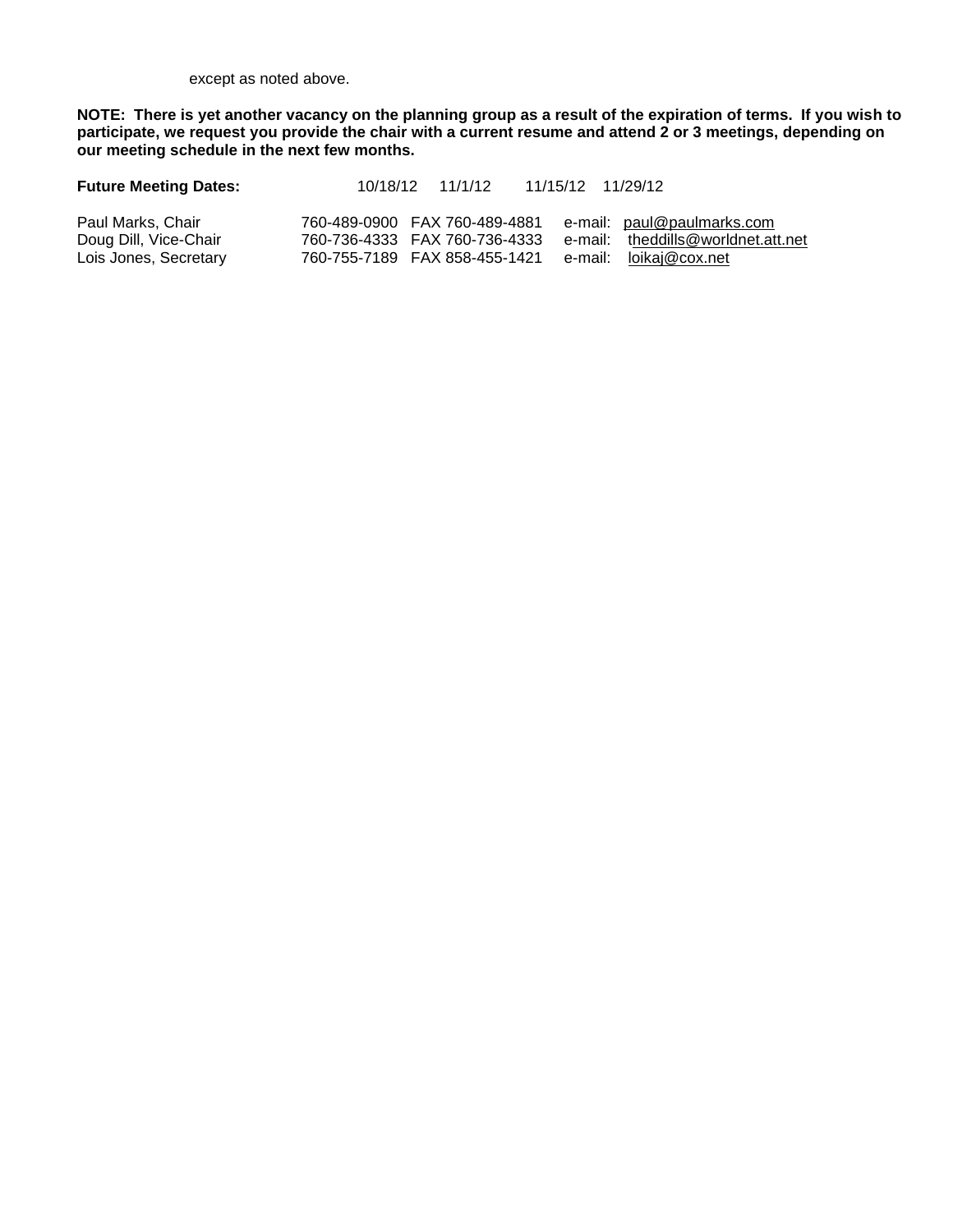except as noted above.

**NOTE: There is yet another vacancy on the planning group as a result of the expiration of terms. If you wish to participate, we request you provide the chair with a current resume and attend 2 or 3 meetings, depending on our meeting schedule in the next few months.**

**Future Meeting Dates:** 10/18/12 11/1/12 11/15/12 11/29/12

| | | | |
|---|---|---|---|
| Paul Marks, Chair | 760-489-0900 | FAX 760-489-4881 | e-mail: paul@paulmarks.com |
| Doug Dill, Vice-Chair | 760-736-4333 | FAX 760-736-4333 | e-mail: theddills@worldnet.att.net |
| Lois Jones, Secretary | 760-755-7189 | FAX 858-455-1421 | e-mail: loikaj@cox.net |